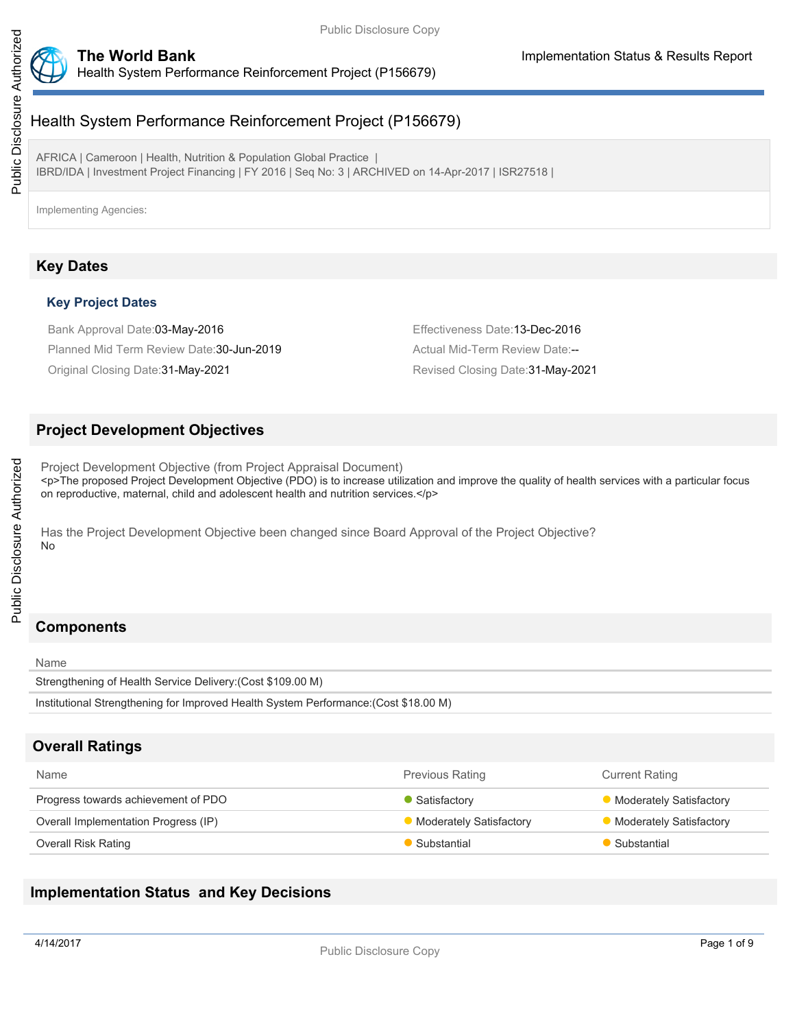# Health System Performance Reinforcement Project (P156679)

AFRICA | Cameroon | Health, Nutrition & Population Global Practice | 
IBRD/IDA | Investment Project Financing | FY 2016 | Seq No: 3 | ARCHIVED on 14-Apr-2017 | ISR27518 |

Implementing Agencies:

## Key Dates

### Key Project Dates

Bank Approval Date:03-May-2016

Effectiveness Date:13-Dec-2016

Planned Mid Term Review Date:30-Jun-2019

Actual Mid-Term Review Date:--

Original Closing Date:31-May-2021

Revised Closing Date:31-May-2021

## Project Development Objectives

Project Development Objective (from Project Appraisal Document)

<p>The proposed Project Development Objective (PDO) is to increase utilization and improve the quality of health services with a particular focus on reproductive, maternal, child and adolescent health and nutrition services.</p>

Has the Project Development Objective been changed since Board Approval of the Project Objective?

No

## Components

| Name |
|---|
| Strengthening of Health Service Delivery:(Cost $109.00 M) |
| Institutional Strengthening for Improved Health System Performance:(Cost $18.00 M) |

## Overall Ratings

| Name | Previous Rating | Current Rating |
|---|---|---|
| Progress towards achievement of PDO | Satisfactory | Moderately Satisfactory |
| Overall Implementation Progress (IP) | Moderately Satisfactory | Moderately Satisfactory |
| Overall Risk Rating | Substantial | Substantial |

## Implementation Status and Key Decisions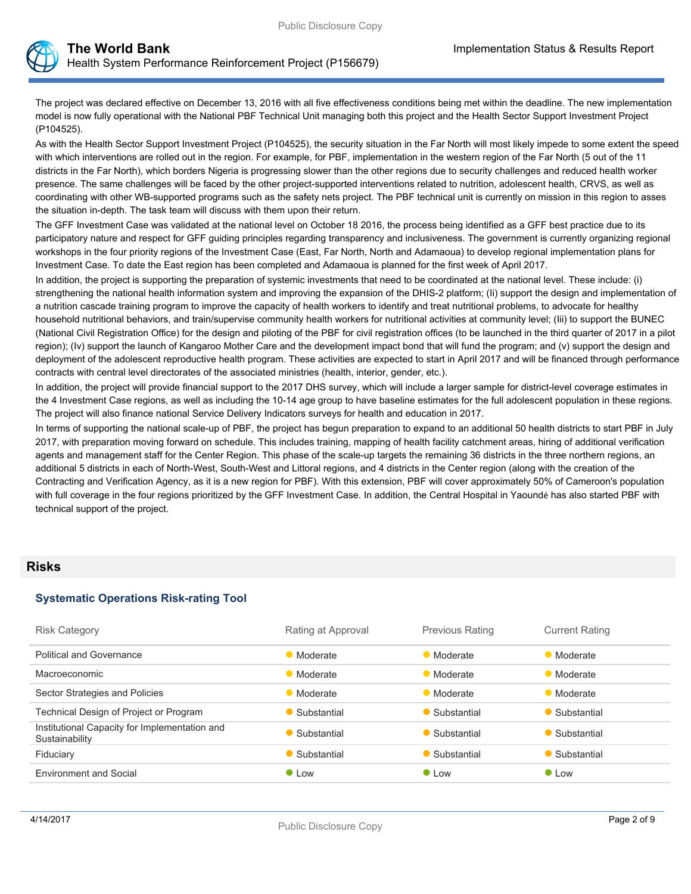The project was declared effective on December 13, 2016 with all five effectiveness conditions being met within the deadline. The new implementation model is now fully operational with the National PBF Technical Unit managing both this project and the Health Sector Support Investment Project (P104525).

As with the Health Sector Support Investment Project (P104525), the security situation in the Far North will most likely impede to some extent the speed with which interventions are rolled out in the region. For example, for PBF, implementation in the western region of the Far North (5 out of the 11 districts in the Far North), which borders Nigeria is progressing slower than the other regions due to security challenges and reduced health worker presence. The same challenges will be faced by the other project-supported interventions related to nutrition, adolescent health, CRVS, as well as coordinating with other WB-supported programs such as the safety nets project. The PBF technical unit is currently on mission in this region to asses the situation in-depth. The task team will discuss with them upon their return.

The GFF Investment Case was validated at the national level on October 18 2016, the process being identified as a GFF best practice due to its participatory nature and respect for GFF guiding principles regarding transparency and inclusiveness. The government is currently organizing regional workshops in the four priority regions of the Investment Case (East, Far North, North and Adamaoua) to develop regional implementation plans for Investment Case. To date the East region has been completed and Adamaoua is planned for the first week of April 2017.

In addition, the project is supporting the preparation of systemic investments that need to be coordinated at the national level. These include: (i) strengthening the national health information system and improving the expansion of the DHIS-2 platform; (Ii) support the design and implementation of a nutrition cascade training program to improve the capacity of health workers to identify and treat nutritional problems, to advocate for healthy household nutritional behaviors, and train/supervise community health workers for nutritional activities at community level; (Iii) to support the BUNEC (National Civil Registration Office) for the design and piloting of the PBF for civil registration offices (to be launched in the third quarter of 2017 in a pilot region); (Iv) support the launch of Kangaroo Mother Care and the development impact bond that will fund the program; and (v) support the design and deployment of the adolescent reproductive health program. These activities are expected to start in April 2017 and will be financed through performance contracts with central level directorates of the associated ministries (health, interior, gender, etc.).

In addition, the project will provide financial support to the 2017 DHS survey, which will include a larger sample for district-level coverage estimates in the 4 Investment Case regions, as well as including the 10-14 age group to have baseline estimates for the full adolescent population in these regions. The project will also finance national Service Delivery Indicators surveys for health and education in 2017.

In terms of supporting the national scale-up of PBF, the project has begun preparation to expand to an additional 50 health districts to start PBF in July 2017, with preparation moving forward on schedule. This includes training, mapping of health facility catchment areas, hiring of additional verification agents and management staff for the Center Region. This phase of the scale-up targets the remaining 36 districts in the three northern regions, an additional 5 districts in each of North-West, South-West and Littoral regions, and 4 districts in the Center region (along with the creation of the Contracting and Verification Agency, as it is a new region for PBF). With this extension, PBF will cover approximately 50% of Cameroon's population with full coverage in the four regions prioritized by the GFF Investment Case. In addition, the Central Hospital in Yaoundé has also started PBF with technical support of the project.

## Risks

### Systematic Operations Risk-rating Tool

| Risk Category | Rating at Approval | Previous Rating | Current Rating |
|---|---|---|---|
| Political and Governance | Moderate | Moderate | Moderate |
| Macroeconomic | Moderate | Moderate | Moderate |
| Sector Strategies and Policies | Moderate | Moderate | Moderate |
| Technical Design of Project or Program | Substantial | Substantial | Substantial |
| Institutional Capacity for Implementation and Sustainability | Substantial | Substantial | Substantial |
| Fiduciary | Substantial | Substantial | Substantial |
| Environment and Social | Low | Low | Low |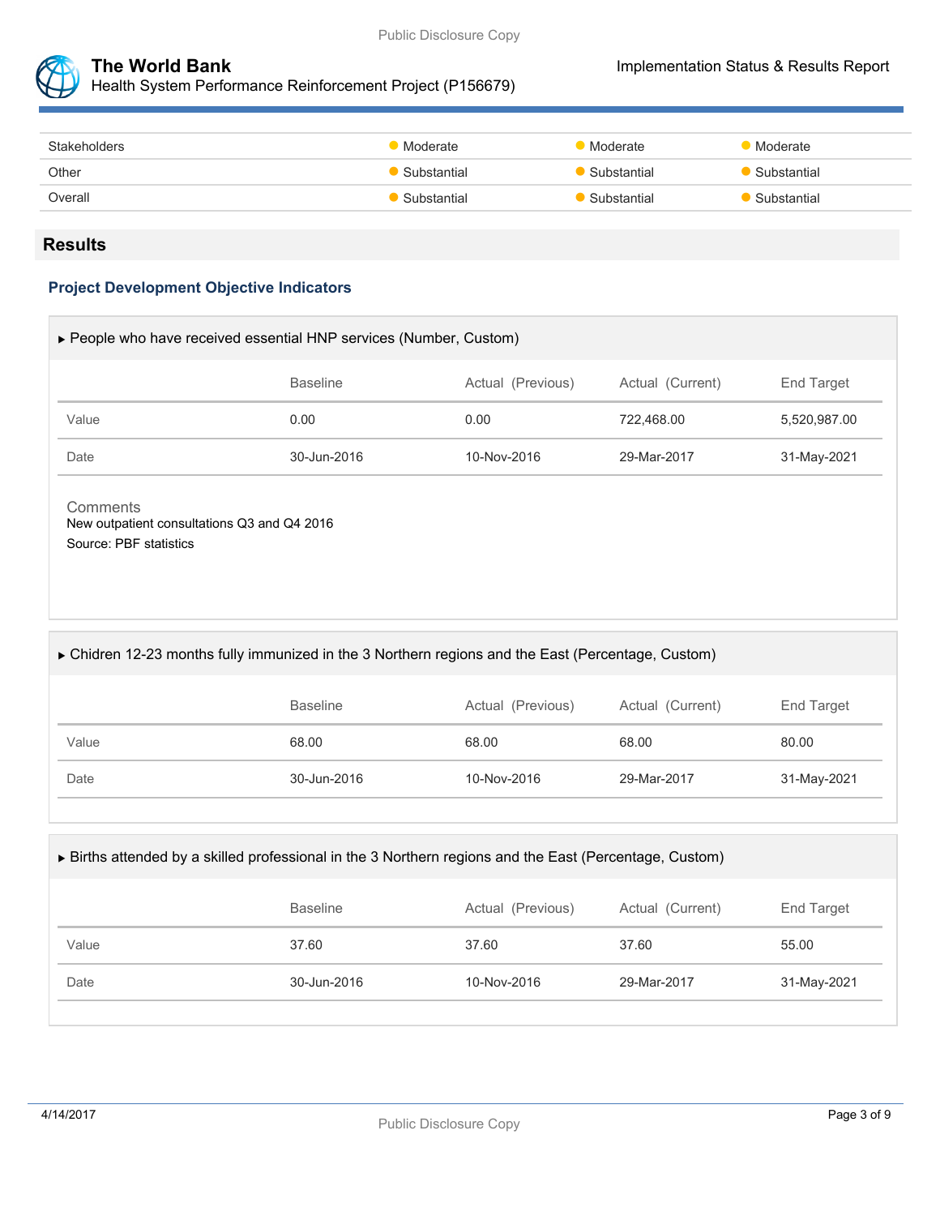| | | | |
|---|---|---|---|
| Stakeholders | Moderate | Moderate | Moderate |
| Other | Substantial | Substantial | Substantial |
| Overall | Substantial | Substantial | Substantial |

## Results

### Project Development Objective Indicators

▶ People who have received essential HNP services (Number, Custom)

| | Baseline | Actual (Previous) | Actual (Current) | End Target |
|---|---|---|---|---|
| Value | 0.00 | 0.00 | 722,468.00 | 5,520,987.00 |
| Date | 30-Jun-2016 | 10-Nov-2016 | 29-Mar-2017 | 31-May-2021 |

Comments

New outpatient consultations Q3 and Q4 2016

Source: PBF statistics

▶ Chidren 12-23 months fully immunized in the 3 Northern regions and the East (Percentage, Custom)

| | Baseline | Actual (Previous) | Actual (Current) | End Target |
|---|---|---|---|---|
| Value | 68.00 | 68.00 | 68.00 | 80.00 |
| Date | 30-Jun-2016 | 10-Nov-2016 | 29-Mar-2017 | 31-May-2021 |

▶ Births attended by a skilled professional in the 3 Northern regions and the East (Percentage, Custom)

| | Baseline | Actual (Previous) | Actual (Current) | End Target |
|---|---|---|---|---|
| Value | 37.60 | 37.60 | 37.60 | 55.00 |
| Date | 30-Jun-2016 | 10-Nov-2016 | 29-Mar-2017 | 31-May-2021 |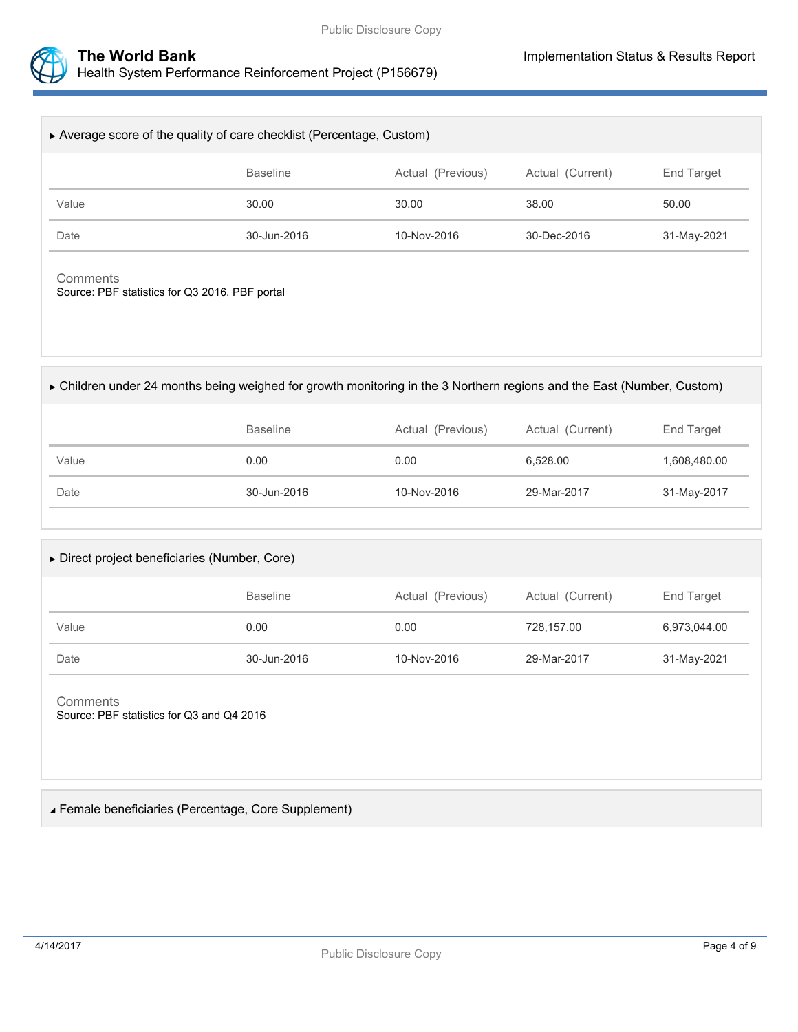▶ Average score of the quality of care checklist (Percentage, Custom)

| | Baseline | Actual (Previous) | Actual (Current) | End Target |
|---|---|---|---|---|
| Value | 30.00 | 30.00 | 38.00 | 50.00 |
| Date | 30-Jun-2016 | 10-Nov-2016 | 30-Dec-2016 | 31-May-2021 |

Comments

Source: PBF statistics for Q3 2016, PBF portal

▶ Children under 24 months being weighed for growth monitoring in the 3 Northern regions and the East (Number, Custom)

| | Baseline | Actual (Previous) | Actual (Current) | End Target |
|---|---|---|---|---|
| Value | 0.00 | 0.00 | 6,528.00 | 1,608,480.00 |
| Date | 30-Jun-2016 | 10-Nov-2016 | 29-Mar-2017 | 31-May-2017 |

▶ Direct project beneficiaries (Number, Core)

| | Baseline | Actual (Previous) | Actual (Current) | End Target |
|---|---|---|---|---|
| Value | 0.00 | 0.00 | 728,157.00 | 6,973,044.00 |
| Date | 30-Jun-2016 | 10-Nov-2016 | 29-Mar-2017 | 31-May-2021 |

Comments

Source: PBF statistics for Q3 and Q4 2016

◢ Female beneficiaries (Percentage, Core Supplement)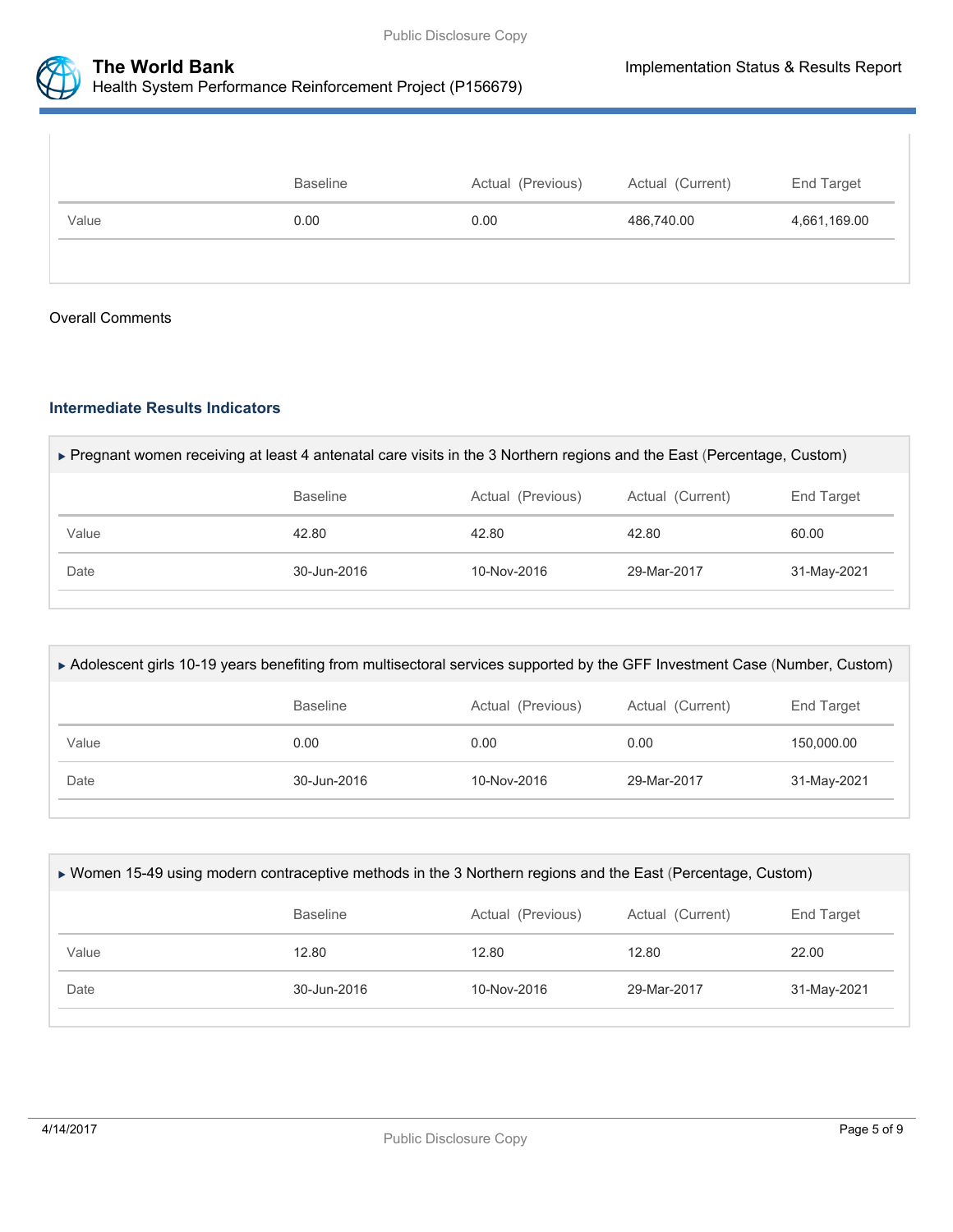| | Baseline | Actual (Previous) | Actual (Current) | End Target |
|---|---|---|---|---|
| Value | 0.00 | 0.00 | 486,740.00 | 4,661,169.00 |

Overall Comments

### Intermediate Results Indicators

▸ Pregnant women receiving at least 4 antenatal care visits in the 3 Northern regions and the East (Percentage, Custom)

| | Baseline | Actual (Previous) | Actual (Current) | End Target |
|---|---|---|---|---|
| Value | 42.80 | 42.80 | 42.80 | 60.00 |
| Date | 30-Jun-2016 | 10-Nov-2016 | 29-Mar-2017 | 31-May-2021 |

▸ Adolescent girls 10-19 years benefiting from multisectoral services supported by the GFF Investment Case (Number, Custom)

| | Baseline | Actual (Previous) | Actual (Current) | End Target |
|---|---|---|---|---|
| Value | 0.00 | 0.00 | 0.00 | 150,000.00 |
| Date | 30-Jun-2016 | 10-Nov-2016 | 29-Mar-2017 | 31-May-2021 |

▸ Women 15-49 using modern contraceptive methods in the 3 Northern regions and the East (Percentage, Custom)

| | Baseline | Actual (Previous) | Actual (Current) | End Target |
|---|---|---|---|---|
| Value | 12.80 | 12.80 | 12.80 | 22.00 |
| Date | 30-Jun-2016 | 10-Nov-2016 | 29-Mar-2017 | 31-May-2021 |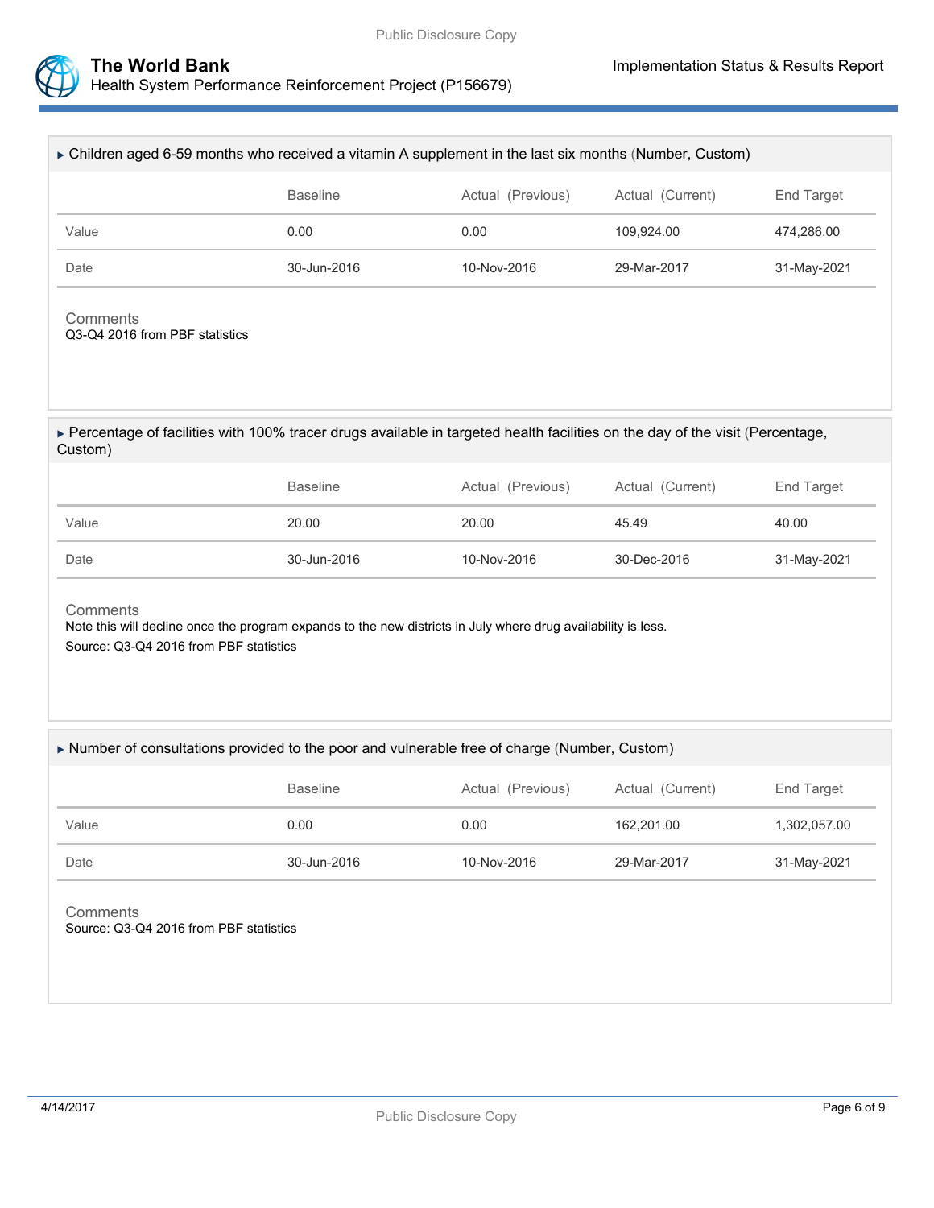### ▶ Children aged 6-59 months who received a vitamin A supplement in the last six months (Number, Custom)

| | Baseline | Actual (Previous) | Actual (Current) | End Target |
|---|---|---|---|---|
| Value | 0.00 | 0.00 | 109,924.00 | 474,286.00 |
| Date | 30-Jun-2016 | 10-Nov-2016 | 29-Mar-2017 | 31-May-2021 |

Comments

Q3-Q4 2016 from PBF statistics

### ▶ Percentage of facilities with 100% tracer drugs available in targeted health facilities on the day of the visit (Percentage, Custom)

| | Baseline | Actual (Previous) | Actual (Current) | End Target |
|---|---|---|---|---|
| Value | 20.00 | 20.00 | 45.49 | 40.00 |
| Date | 30-Jun-2016 | 10-Nov-2016 | 30-Dec-2016 | 31-May-2021 |

Comments

Note this will decline once the program expands to the new districts in July where drug availability is less.

Source: Q3-Q4 2016 from PBF statistics

### ▶ Number of consultations provided to the poor and vulnerable free of charge (Number, Custom)

| | Baseline | Actual (Previous) | Actual (Current) | End Target |
|---|---|---|---|---|
| Value | 0.00 | 0.00 | 162,201.00 | 1,302,057.00 |
| Date | 30-Jun-2016 | 10-Nov-2016 | 29-Mar-2017 | 31-May-2021 |

Comments

Source: Q3-Q4 2016 from PBF statistics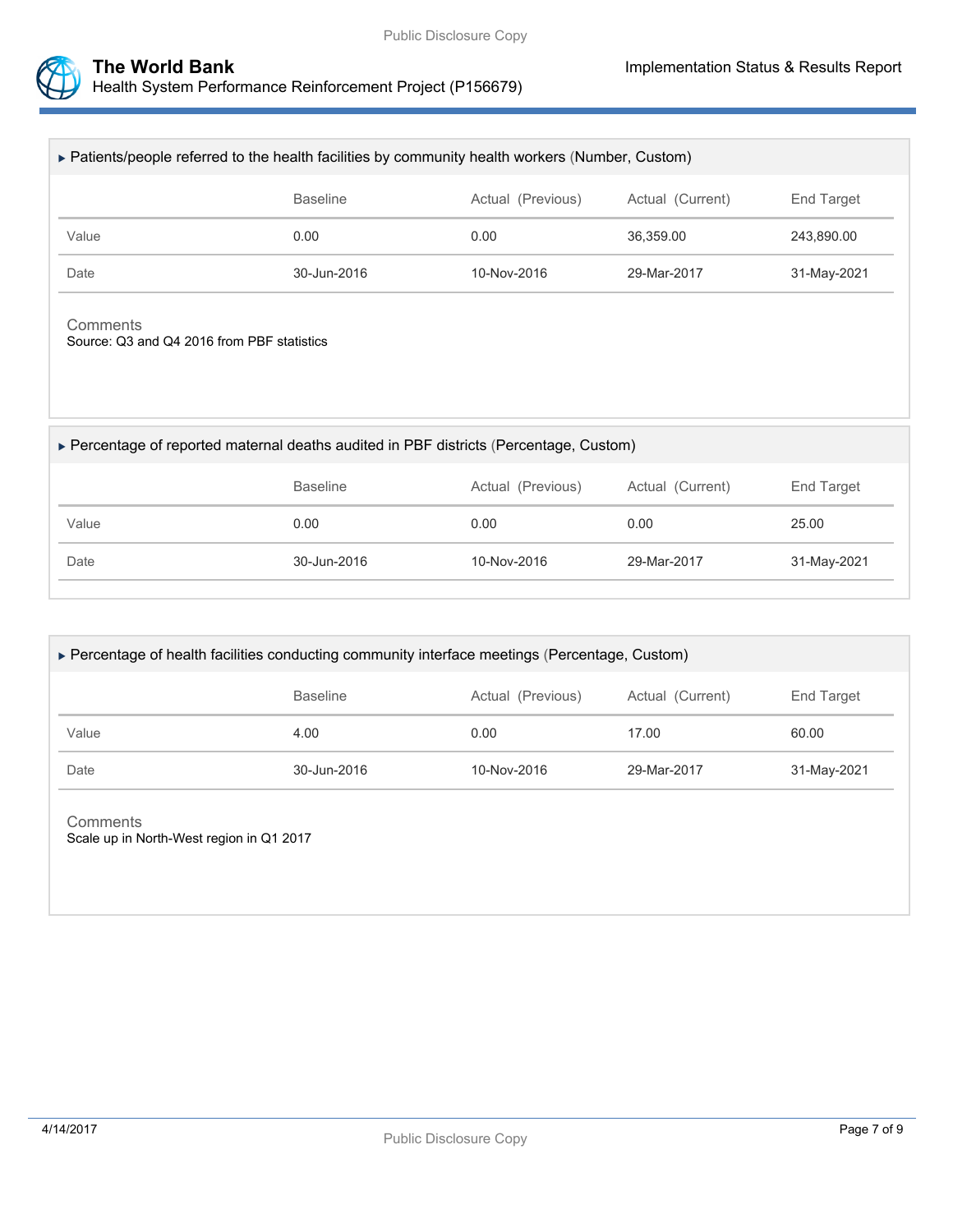### ▸ Patients/people referred to the health facilities by community health workers (Number, Custom)

| | Baseline | Actual (Previous) | Actual (Current) | End Target |
|---|---|---|---|---|
| Value | 0.00 | 0.00 | 36,359.00 | 243,890.00 |
| Date | 30-Jun-2016 | 10-Nov-2016 | 29-Mar-2017 | 31-May-2021 |

Comments

Source: Q3 and Q4 2016 from PBF statistics

### ▸ Percentage of reported maternal deaths audited in PBF districts (Percentage, Custom)

| | Baseline | Actual (Previous) | Actual (Current) | End Target |
|---|---|---|---|---|
| Value | 0.00 | 0.00 | 0.00 | 25.00 |
| Date | 30-Jun-2016 | 10-Nov-2016 | 29-Mar-2017 | 31-May-2021 |

### ▸ Percentage of health facilities conducting community interface meetings (Percentage, Custom)

| | Baseline | Actual (Previous) | Actual (Current) | End Target |
|---|---|---|---|---|
| Value | 4.00 | 0.00 | 17.00 | 60.00 |
| Date | 30-Jun-2016 | 10-Nov-2016 | 29-Mar-2017 | 31-May-2021 |

Comments

Scale up in North-West region in Q1 2017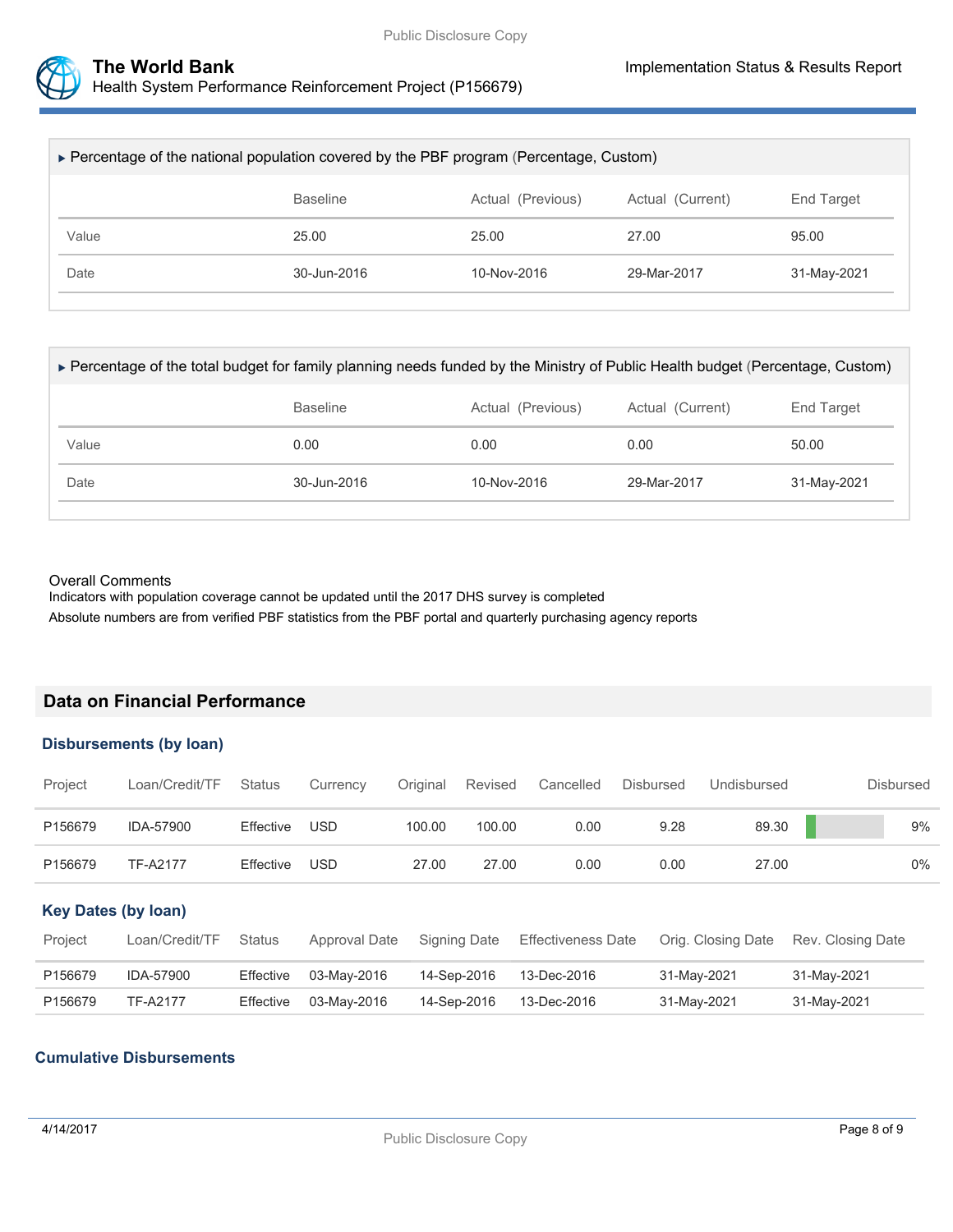▸ Percentage of the national population covered by the PBF program (Percentage, Custom)

| | Baseline | Actual (Previous) | Actual (Current) | End Target |
|---|---|---|---|---|
| Value | 25.00 | 25.00 | 27.00 | 95.00 |
| Date | 30-Jun-2016 | 10-Nov-2016 | 29-Mar-2017 | 31-May-2021 |

▸ Percentage of the total budget for family planning needs funded by the Ministry of Public Health budget (Percentage, Custom)

| | Baseline | Actual (Previous) | Actual (Current) | End Target |
|---|---|---|---|---|
| Value | 0.00 | 0.00 | 0.00 | 50.00 |
| Date | 30-Jun-2016 | 10-Nov-2016 | 29-Mar-2017 | 31-May-2021 |

Overall Comments

Indicators with population coverage cannot be updated until the 2017 DHS survey is completed

Absolute numbers are from verified PBF statistics from the PBF portal and quarterly purchasing agency reports

## Data on Financial Performance

### Disbursements (by loan)

| Project | Loan/Credit/TF | Status | Currency | Original | Revised | Cancelled | Disbursed | Undisbursed | Disbursed |
|---|---|---|---|---|---|---|---|---|---|
| P156679 | IDA-57900 | Effective | USD | 100.00 | 100.00 | 0.00 | 9.28 | 89.30 | 9% |
| P156679 | TF-A2177 | Effective | USD | 27.00 | 27.00 | 0.00 | 0.00 | 27.00 | 0% |

### Key Dates (by loan)

| Project | Loan/Credit/TF | Status | Approval Date | Signing Date | Effectiveness Date | Orig. Closing Date | Rev. Closing Date |
|---|---|---|---|---|---|---|---|
| P156679 | IDA-57900 | Effective | 03-May-2016 | 14-Sep-2016 | 13-Dec-2016 | 31-May-2021 | 31-May-2021 |
| P156679 | TF-A2177 | Effective | 03-May-2016 | 14-Sep-2016 | 13-Dec-2016 | 31-May-2021 | 31-May-2021 |

### Cumulative Disbursements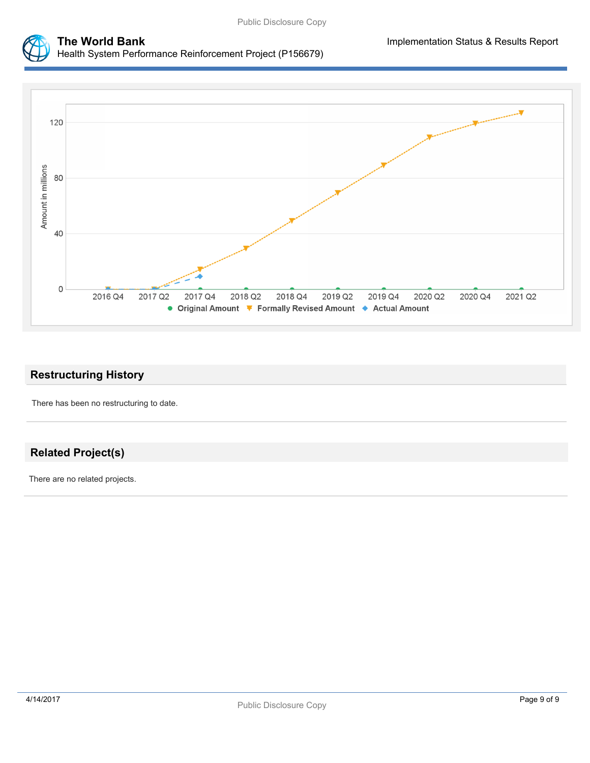Amount in millions

120

80

40

0

2016 Q4 2017 Q2 2017 Q4 2018 Q2 2018 Q4 2019 Q2 2019 Q4 2020 Q2 2020 Q4 2021 Q2

Original Amount Formally Revised Amount Actual Amount

## Restructuring History

There has been no restructuring to date.

## Related Project(s)

There are no related projects.